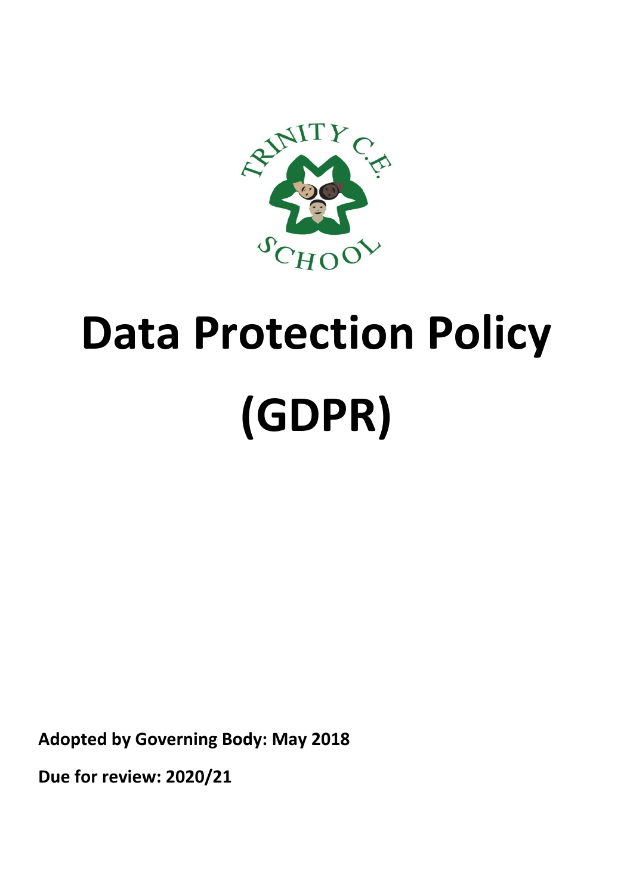TRINITY C.E. SCHOOL

# Data Protection Policy (GDPR)

**Adopted by Governing Body: May 2018**

**Due for review: 2020/21**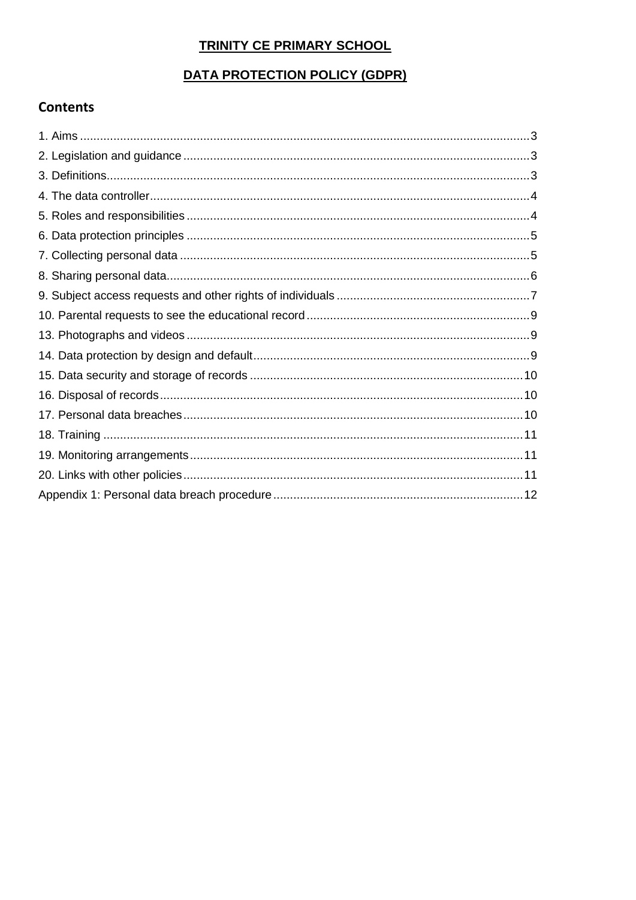**TRINITY CE PRIMARY SCHOOL**

**DATA PROTECTION POLICY (GDPR)**

## Contents

1. Aims ........................................................................................................................... 3
2. Legislation and guidance ........................................................................................... 3
3. Definitions................................................................................................................. 3
4. The data controller.................................................................................................... 4
5. Roles and responsibilities .......................................................................................... 4
6. Data protection principles .......................................................................................... 5
7. Collecting personal data ............................................................................................ 5
8. Sharing personal data................................................................................................ 6
9. Subject access requests and other rights of individuals ............................................. 7
10. Parental requests to see the educational record ...................................................... 9
13. Photographs and videos .......................................................................................... 9
14. Data protection by design and default...................................................................... 9
15. Data security and storage of records ..................................................................... 10
16. Disposal of records................................................................................................ 10
17. Personal data breaches ......................................................................................... 10
18. Training ................................................................................................................ 11
19. Monitoring arrangements....................................................................................... 11
20. Links with other policies......................................................................................... 11

Appendix 1: Personal data breach procedure ............................................................. 12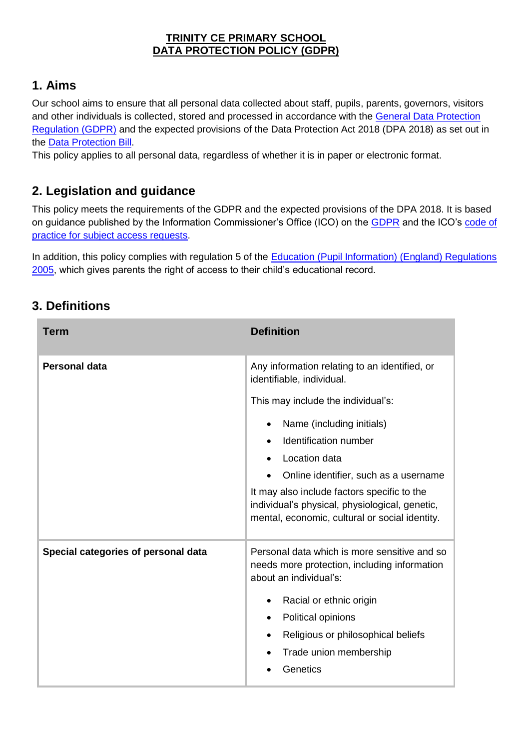**<u>TRINITY CE PRIMARY SCHOOL</u>**
**<u>DATA PROTECTION POLICY (GDPR)</u>**

## 1. Aims

Our school aims to ensure that all personal data collected about staff, pupils, parents, governors, visitors and other individuals is collected, stored and processed in accordance with the [General Data Protection Regulation (GDPR)](#) and the expected provisions of the Data Protection Act 2018 (DPA 2018) as set out in the [Data Protection Bill](#).
This policy applies to all personal data, regardless of whether it is in paper or electronic format.

## 2. Legislation and guidance

This policy meets the requirements of the GDPR and the expected provisions of the DPA 2018. It is based on guidance published by the Information Commissioner's Office (ICO) on the [GDPR](#) and the ICO's [code of practice for subject access requests](#).

In addition, this policy complies with regulation 5 of the [Education (Pupil Information) (England) Regulations 2005](#), which gives parents the right of access to their child's educational record.

## 3. Definitions

| **Term** | **Definition** |
|---|---|
| **Personal data** | Any information relating to an identified, or identifiable, individual.<br><br>This may include the individual's:<br><ul><li>Name (including initials)</li><li>Identification number</li><li>Location data</li><li>Online identifier, such as a username</li></ul>It may also include factors specific to the individual's physical, physiological, genetic, mental, economic, cultural or social identity. |
| **Special categories of personal data** | Personal data which is more sensitive and so needs more protection, including information about an individual's:<br><ul><li>Racial or ethnic origin</li><li>Political opinions</li><li>Religious or philosophical beliefs</li><li>Trade union membership</li><li>Genetics</li></ul> |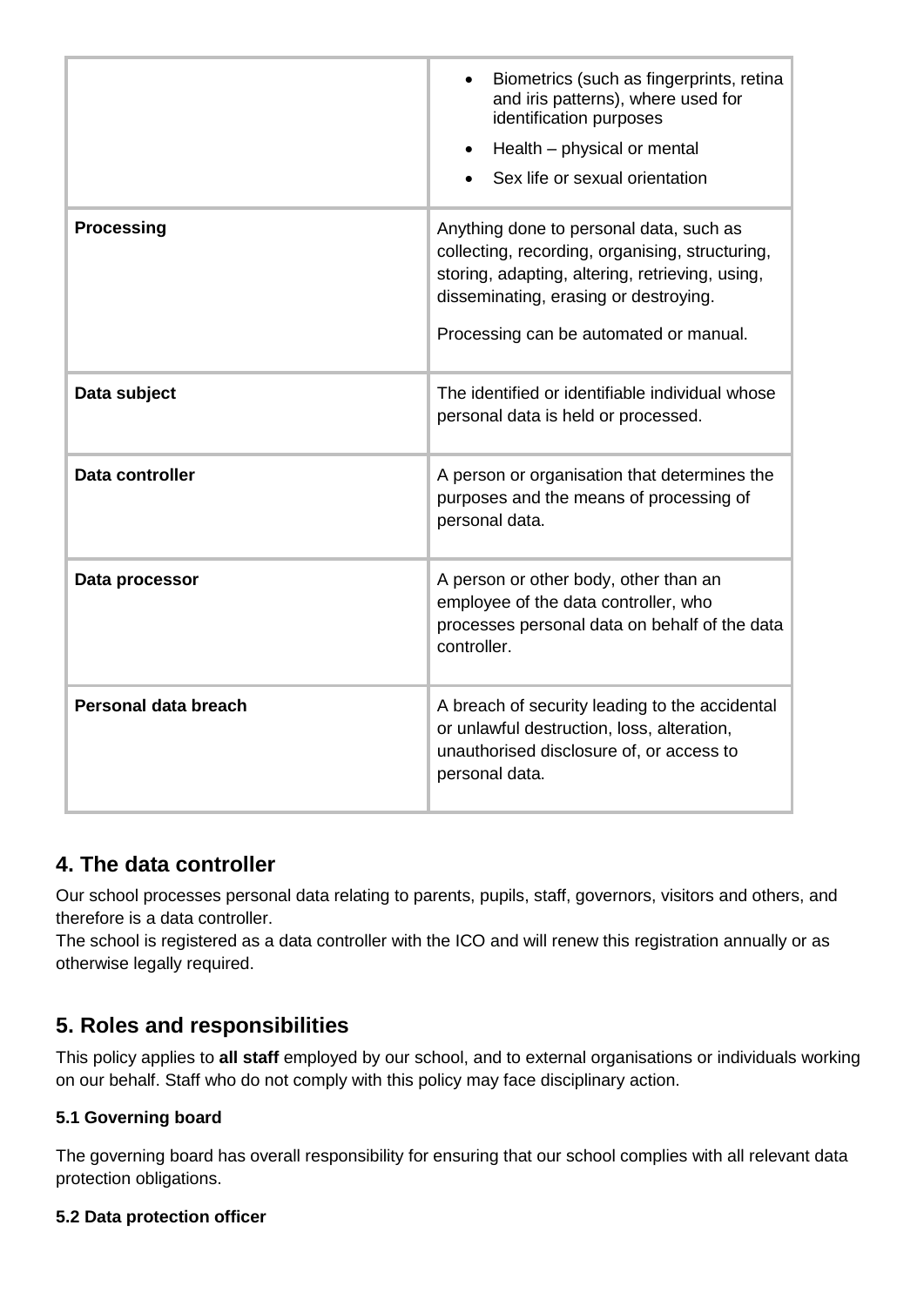| | |
|---|---|
| | • Biometrics (such as fingerprints, retina and iris patterns), where used for identification purposes<br>• Health – physical or mental<br>• Sex life or sexual orientation |
| **Processing** | Anything done to personal data, such as collecting, recording, organising, structuring, storing, adapting, altering, retrieving, using, disseminating, erasing or destroying.<br><br>Processing can be automated or manual. |
| **Data subject** | The identified or identifiable individual whose personal data is held or processed. |
| **Data controller** | A person or organisation that determines the purposes and the means of processing of personal data. |
| **Data processor** | A person or other body, other than an employee of the data controller, who processes personal data on behalf of the data controller. |
| **Personal data breach** | A breach of security leading to the accidental or unlawful destruction, loss, alteration, unauthorised disclosure of, or access to personal data. |

## 4. The data controller

Our school processes personal data relating to parents, pupils, staff, governors, visitors and others, and therefore is a data controller.
The school is registered as a data controller with the ICO and will renew this registration annually or as otherwise legally required.

## 5. Roles and responsibilities

This policy applies to **all staff** employed by our school, and to external organisations or individuals working on our behalf. Staff who do not comply with this policy may face disciplinary action.

### 5.1 Governing board

The governing board has overall responsibility for ensuring that our school complies with all relevant data protection obligations.

### 5.2 Data protection officer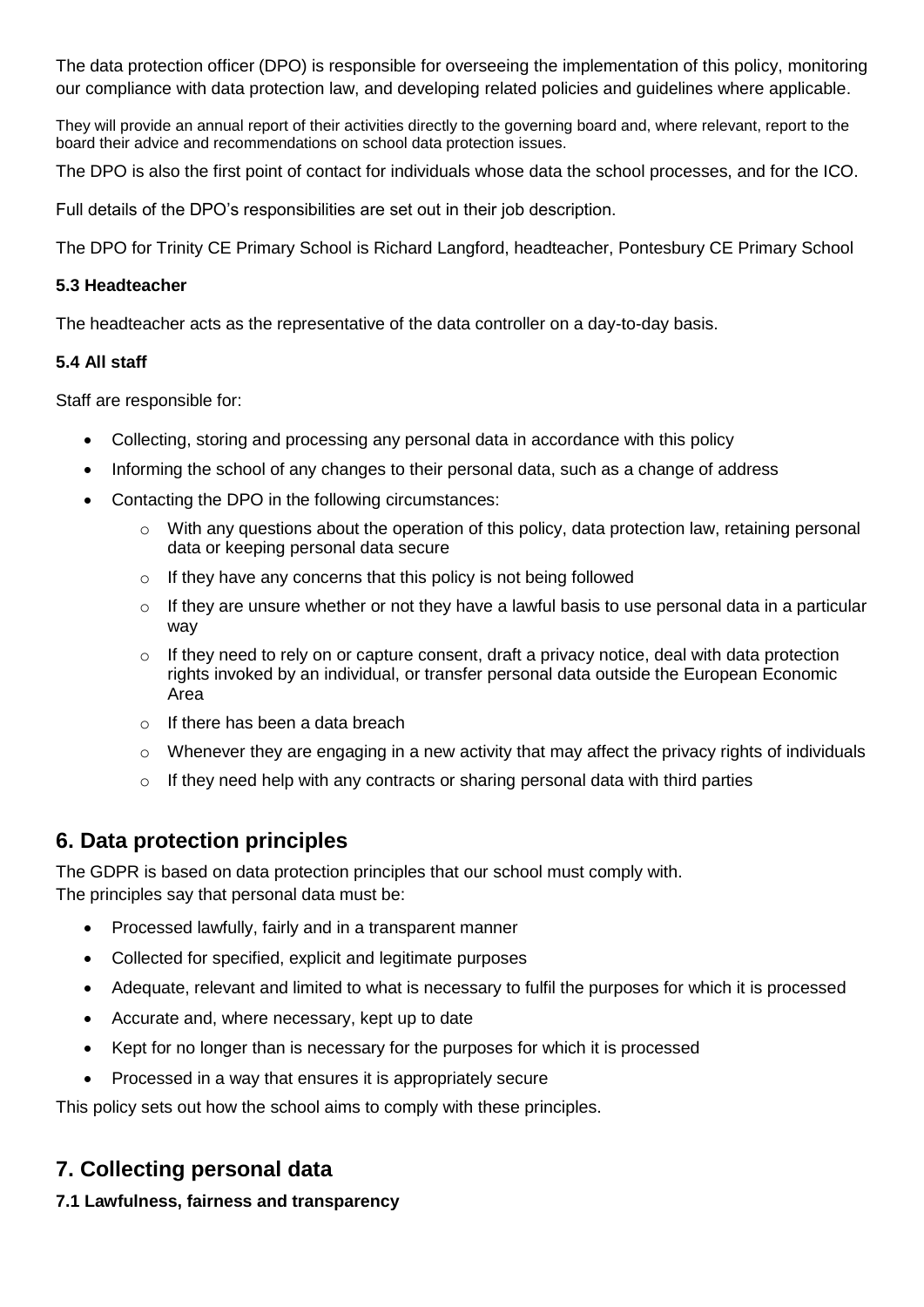The data protection officer (DPO) is responsible for overseeing the implementation of this policy, monitoring our compliance with data protection law, and developing related policies and guidelines where applicable.

They will provide an annual report of their activities directly to the governing board and, where relevant, report to the board their advice and recommendations on school data protection issues.

The DPO is also the first point of contact for individuals whose data the school processes, and for the ICO.

Full details of the DPO's responsibilities are set out in their job description.

The DPO for Trinity CE Primary School is Richard Langford, headteacher, Pontesbury CE Primary School

### 5.3 Headteacher

The headteacher acts as the representative of the data controller on a day-to-day basis.

### 5.4 All staff

Staff are responsible for:

- Collecting, storing and processing any personal data in accordance with this policy
- Informing the school of any changes to their personal data, such as a change of address
- Contacting the DPO in the following circumstances:
  - With any questions about the operation of this policy, data protection law, retaining personal data or keeping personal data secure
  - If they have any concerns that this policy is not being followed
  - If they are unsure whether or not they have a lawful basis to use personal data in a particular way
  - If they need to rely on or capture consent, draft a privacy notice, deal with data protection rights invoked by an individual, or transfer personal data outside the European Economic Area
  - If there has been a data breach
  - Whenever they are engaging in a new activity that may affect the privacy rights of individuals
  - If they need help with any contracts or sharing personal data with third parties

## 6. Data protection principles

The GDPR is based on data protection principles that our school must comply with.
The principles say that personal data must be:

- Processed lawfully, fairly and in a transparent manner
- Collected for specified, explicit and legitimate purposes
- Adequate, relevant and limited to what is necessary to fulfil the purposes for which it is processed
- Accurate and, where necessary, kept up to date
- Kept for no longer than is necessary for the purposes for which it is processed
- Processed in a way that ensures it is appropriately secure

This policy sets out how the school aims to comply with these principles.

## 7. Collecting personal data

### 7.1 Lawfulness, fairness and transparency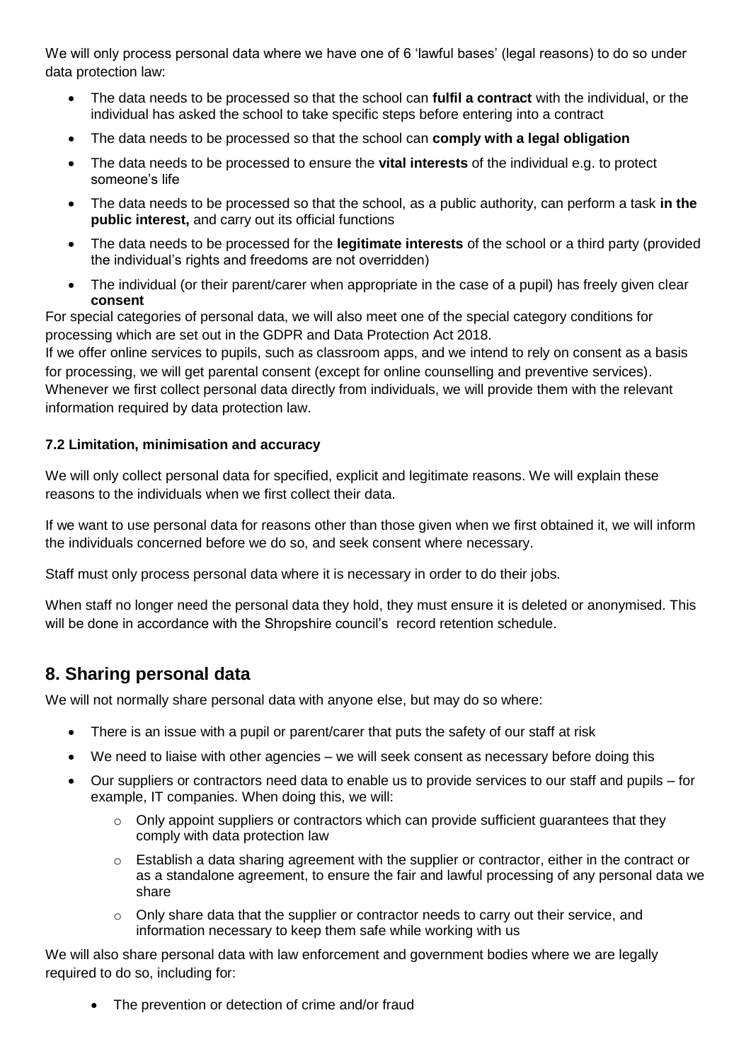We will only process personal data where we have one of 6 'lawful bases' (legal reasons) to do so under data protection law:

- The data needs to be processed so that the school can **fulfil a contract** with the individual, or the individual has asked the school to take specific steps before entering into a contract
- The data needs to be processed so that the school can **comply with a legal obligation**
- The data needs to be processed to ensure the **vital interests** of the individual e.g. to protect someone's life
- The data needs to be processed so that the school, as a public authority, can perform a task **in the public interest,** and carry out its official functions
- The data needs to be processed for the **legitimate interests** of the school or a third party (provided the individual's rights and freedoms are not overridden)
- The individual (or their parent/carer when appropriate in the case of a pupil) has freely given clear **consent**

For special categories of personal data, we will also meet one of the special category conditions for processing which are set out in the GDPR and Data Protection Act 2018.

If we offer online services to pupils, such as classroom apps, and we intend to rely on consent as a basis for processing, we will get parental consent (except for online counselling and preventive services).

Whenever we first collect personal data directly from individuals, we will provide them with the relevant information required by data protection law.

#### 7.2 Limitation, minimisation and accuracy

We will only collect personal data for specified, explicit and legitimate reasons. We will explain these reasons to the individuals when we first collect their data.

If we want to use personal data for reasons other than those given when we first obtained it, we will inform the individuals concerned before we do so, and seek consent where necessary.

Staff must only process personal data where it is necessary in order to do their jobs.

When staff no longer need the personal data they hold, they must ensure it is deleted or anonymised. This will be done in accordance with the Shropshire council's record retention schedule.

## 8. Sharing personal data

We will not normally share personal data with anyone else, but may do so where:

- There is an issue with a pupil or parent/carer that puts the safety of our staff at risk
- We need to liaise with other agencies – we will seek consent as necessary before doing this
- Our suppliers or contractors need data to enable us to provide services to our staff and pupils – for example, IT companies. When doing this, we will:
  - Only appoint suppliers or contractors which can provide sufficient guarantees that they comply with data protection law
  - Establish a data sharing agreement with the supplier or contractor, either in the contract or as a standalone agreement, to ensure the fair and lawful processing of any personal data we share
  - Only share data that the supplier or contractor needs to carry out their service, and information necessary to keep them safe while working with us

We will also share personal data with law enforcement and government bodies where we are legally required to do so, including for:

- The prevention or detection of crime and/or fraud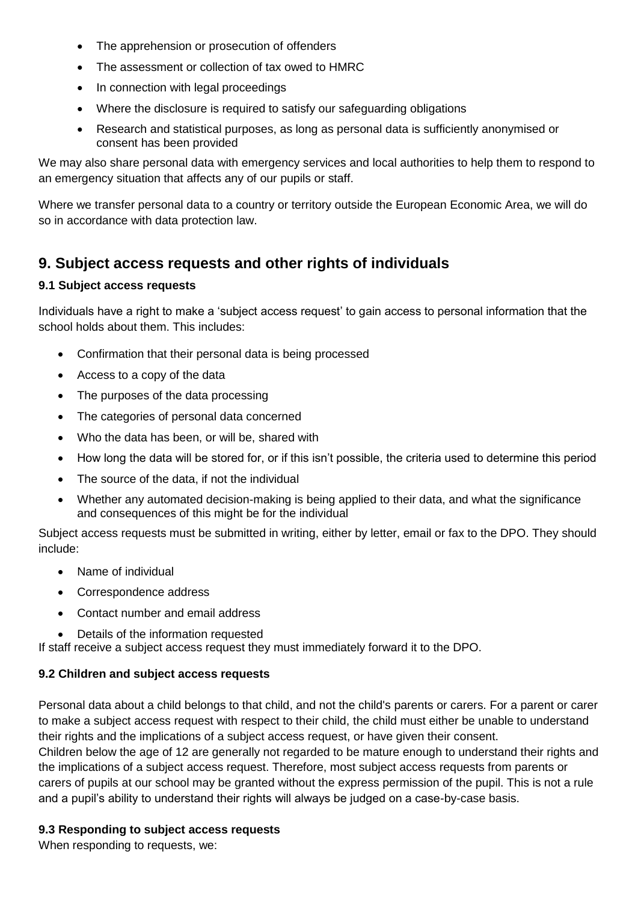- The apprehension or prosecution of offenders
- The assessment or collection of tax owed to HMRC
- In connection with legal proceedings
- Where the disclosure is required to satisfy our safeguarding obligations
- Research and statistical purposes, as long as personal data is sufficiently anonymised or consent has been provided

We may also share personal data with emergency services and local authorities to help them to respond to an emergency situation that affects any of our pupils or staff.

Where we transfer personal data to a country or territory outside the European Economic Area, we will do so in accordance with data protection law.

## 9. Subject access requests and other rights of individuals

### 9.1 Subject access requests

Individuals have a right to make a 'subject access request' to gain access to personal information that the school holds about them. This includes:

- Confirmation that their personal data is being processed
- Access to a copy of the data
- The purposes of the data processing
- The categories of personal data concerned
- Who the data has been, or will be, shared with
- How long the data will be stored for, or if this isn't possible, the criteria used to determine this period
- The source of the data, if not the individual
- Whether any automated decision-making is being applied to their data, and what the significance and consequences of this might be for the individual

Subject access requests must be submitted in writing, either by letter, email or fax to the DPO. They should include:

- Name of individual
- Correspondence address
- Contact number and email address
- Details of the information requested

If staff receive a subject access request they must immediately forward it to the DPO.

### 9.2 Children and subject access requests

Personal data about a child belongs to that child, and not the child's parents or carers. For a parent or carer to make a subject access request with respect to their child, the child must either be unable to understand their rights and the implications of a subject access request, or have given their consent.
Children below the age of 12 are generally not regarded to be mature enough to understand their rights and the implications of a subject access request. Therefore, most subject access requests from parents or carers of pupils at our school may be granted without the express permission of the pupil. This is not a rule and a pupil's ability to understand their rights will always be judged on a case-by-case basis.

### 9.3 Responding to subject access requests

When responding to requests, we: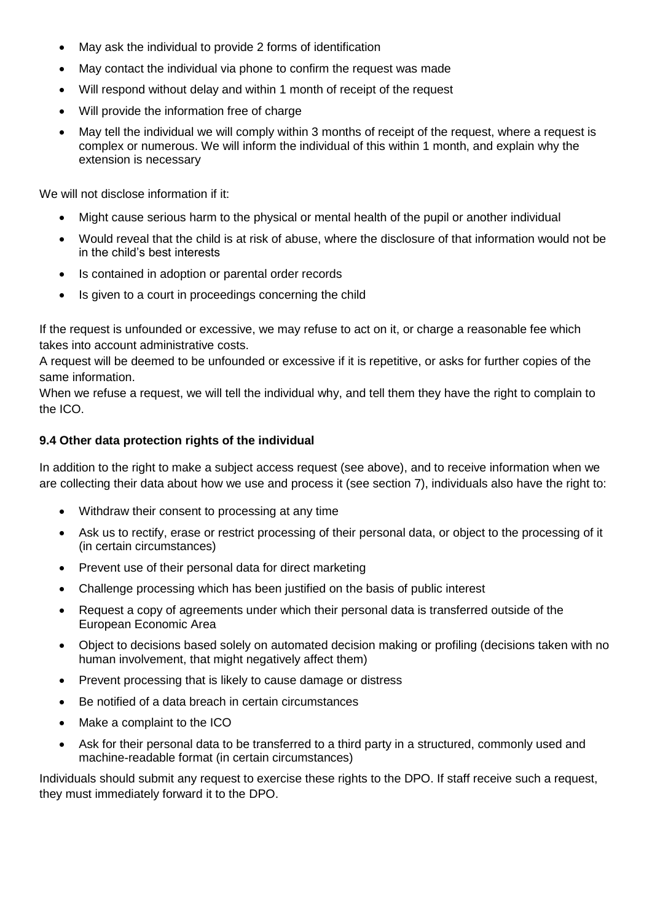- May ask the individual to provide 2 forms of identification
- May contact the individual via phone to confirm the request was made
- Will respond without delay and within 1 month of receipt of the request
- Will provide the information free of charge
- May tell the individual we will comply within 3 months of receipt of the request, where a request is complex or numerous. We will inform the individual of this within 1 month, and explain why the extension is necessary

We will not disclose information if it:

- Might cause serious harm to the physical or mental health of the pupil or another individual
- Would reveal that the child is at risk of abuse, where the disclosure of that information would not be in the child's best interests
- Is contained in adoption or parental order records
- Is given to a court in proceedings concerning the child

If the request is unfounded or excessive, we may refuse to act on it, or charge a reasonable fee which takes into account administrative costs.
A request will be deemed to be unfounded or excessive if it is repetitive, or asks for further copies of the same information.
When we refuse a request, we will tell the individual why, and tell them they have the right to complain to the ICO.

**9.4 Other data protection rights of the individual**

In addition to the right to make a subject access request (see above), and to receive information when we are collecting their data about how we use and process it (see section 7), individuals also have the right to:

- Withdraw their consent to processing at any time
- Ask us to rectify, erase or restrict processing of their personal data, or object to the processing of it (in certain circumstances)
- Prevent use of their personal data for direct marketing
- Challenge processing which has been justified on the basis of public interest
- Request a copy of agreements under which their personal data is transferred outside of the European Economic Area
- Object to decisions based solely on automated decision making or profiling (decisions taken with no human involvement, that might negatively affect them)
- Prevent processing that is likely to cause damage or distress
- Be notified of a data breach in certain circumstances
- Make a complaint to the ICO
- Ask for their personal data to be transferred to a third party in a structured, commonly used and machine-readable format (in certain circumstances)

Individuals should submit any request to exercise these rights to the DPO. If staff receive such a request, they must immediately forward it to the DPO.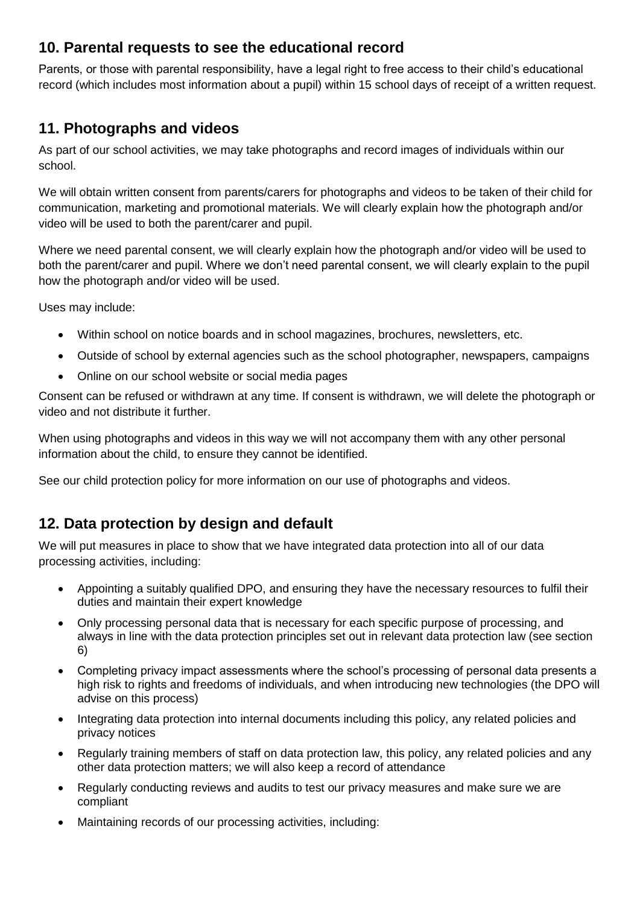## 10. Parental requests to see the educational record

Parents, or those with parental responsibility, have a legal right to free access to their child's educational record (which includes most information about a pupil) within 15 school days of receipt of a written request.

## 11. Photographs and videos

As part of our school activities, we may take photographs and record images of individuals within our school.

We will obtain written consent from parents/carers for photographs and videos to be taken of their child for communication, marketing and promotional materials. We will clearly explain how the photograph and/or video will be used to both the parent/carer and pupil.

Where we need parental consent, we will clearly explain how the photograph and/or video will be used to both the parent/carer and pupil. Where we don't need parental consent, we will clearly explain to the pupil how the photograph and/or video will be used.

Uses may include:

- Within school on notice boards and in school magazines, brochures, newsletters, etc.
- Outside of school by external agencies such as the school photographer, newspapers, campaigns
- Online on our school website or social media pages

Consent can be refused or withdrawn at any time. If consent is withdrawn, we will delete the photograph or video and not distribute it further.

When using photographs and videos in this way we will not accompany them with any other personal information about the child, to ensure they cannot be identified.

See our child protection policy for more information on our use of photographs and videos.

## 12. Data protection by design and default

We will put measures in place to show that we have integrated data protection into all of our data processing activities, including:

- Appointing a suitably qualified DPO, and ensuring they have the necessary resources to fulfil their duties and maintain their expert knowledge
- Only processing personal data that is necessary for each specific purpose of processing, and always in line with the data protection principles set out in relevant data protection law (see section 6)
- Completing privacy impact assessments where the school's processing of personal data presents a high risk to rights and freedoms of individuals, and when introducing new technologies (the DPO will advise on this process)
- Integrating data protection into internal documents including this policy, any related policies and privacy notices
- Regularly training members of staff on data protection law, this policy, any related policies and any other data protection matters; we will also keep a record of attendance
- Regularly conducting reviews and audits to test our privacy measures and make sure we are compliant
- Maintaining records of our processing activities, including: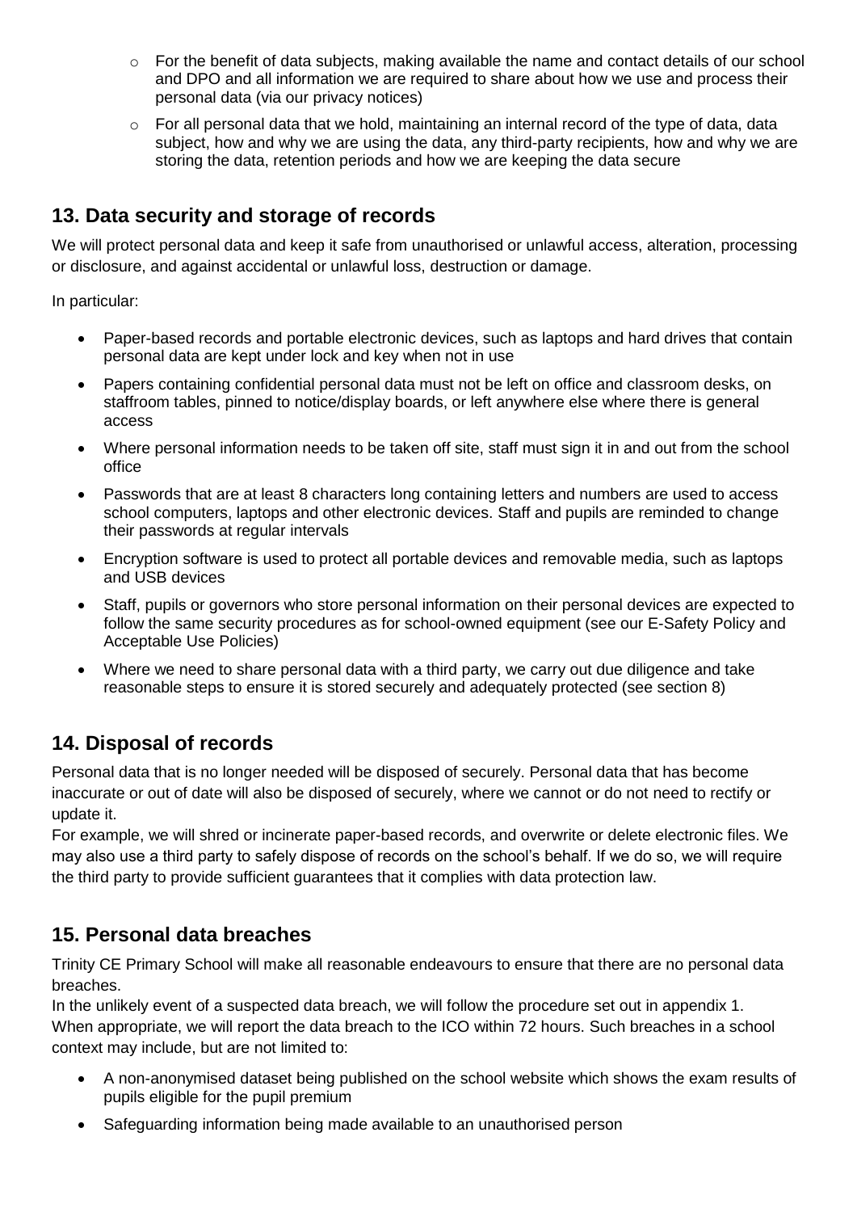- For the benefit of data subjects, making available the name and contact details of our school and DPO and all information we are required to share about how we use and process their personal data (via our privacy notices)
   - For all personal data that we hold, maintaining an internal record of the type of data, data subject, how and why we are using the data, any third-party recipients, how and why we are storing the data, retention periods and how we are keeping the data secure

## 13. Data security and storage of records

We will protect personal data and keep it safe from unauthorised or unlawful access, alteration, processing or disclosure, and against accidental or unlawful loss, destruction or damage.

In particular:

- Paper-based records and portable electronic devices, such as laptops and hard drives that contain personal data are kept under lock and key when not in use
- Papers containing confidential personal data must not be left on office and classroom desks, on staffroom tables, pinned to notice/display boards, or left anywhere else where there is general access
- Where personal information needs to be taken off site, staff must sign it in and out from the school office
- Passwords that are at least 8 characters long containing letters and numbers are used to access school computers, laptops and other electronic devices. Staff and pupils are reminded to change their passwords at regular intervals
- Encryption software is used to protect all portable devices and removable media, such as laptops and USB devices
- Staff, pupils or governors who store personal information on their personal devices are expected to follow the same security procedures as for school-owned equipment (see our E-Safety Policy and Acceptable Use Policies)
- Where we need to share personal data with a third party, we carry out due diligence and take reasonable steps to ensure it is stored securely and adequately protected (see section 8)

## 14. Disposal of records

Personal data that is no longer needed will be disposed of securely. Personal data that has become inaccurate or out of date will also be disposed of securely, where we cannot or do not need to rectify or update it.
For example, we will shred or incinerate paper-based records, and overwrite or delete electronic files. We may also use a third party to safely dispose of records on the school's behalf. If we do so, we will require the third party to provide sufficient guarantees that it complies with data protection law.

## 15. Personal data breaches

Trinity CE Primary School will make all reasonable endeavours to ensure that there are no personal data breaches.
In the unlikely event of a suspected data breach, we will follow the procedure set out in appendix 1.
When appropriate, we will report the data breach to the ICO within 72 hours. Such breaches in a school context may include, but are not limited to:

- A non-anonymised dataset being published on the school website which shows the exam results of pupils eligible for the pupil premium
- Safeguarding information being made available to an unauthorised person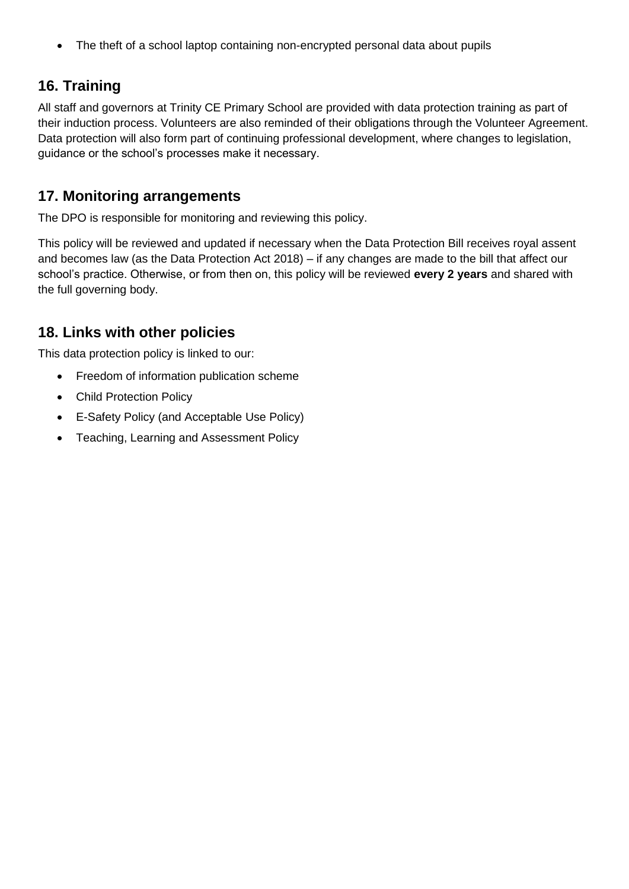- The theft of a school laptop containing non-encrypted personal data about pupils

## 16. Training

All staff and governors at Trinity CE Primary School are provided with data protection training as part of their induction process. Volunteers are also reminded of their obligations through the Volunteer Agreement. Data protection will also form part of continuing professional development, where changes to legislation, guidance or the school's processes make it necessary.

## 17. Monitoring arrangements

The DPO is responsible for monitoring and reviewing this policy.

This policy will be reviewed and updated if necessary when the Data Protection Bill receives royal assent and becomes law (as the Data Protection Act 2018) – if any changes are made to the bill that affect our school's practice. Otherwise, or from then on, this policy will be reviewed **every 2 years** and shared with the full governing body.

## 18. Links with other policies

This data protection policy is linked to our:

- Freedom of information publication scheme
- Child Protection Policy
- E-Safety Policy (and Acceptable Use Policy)
- Teaching, Learning and Assessment Policy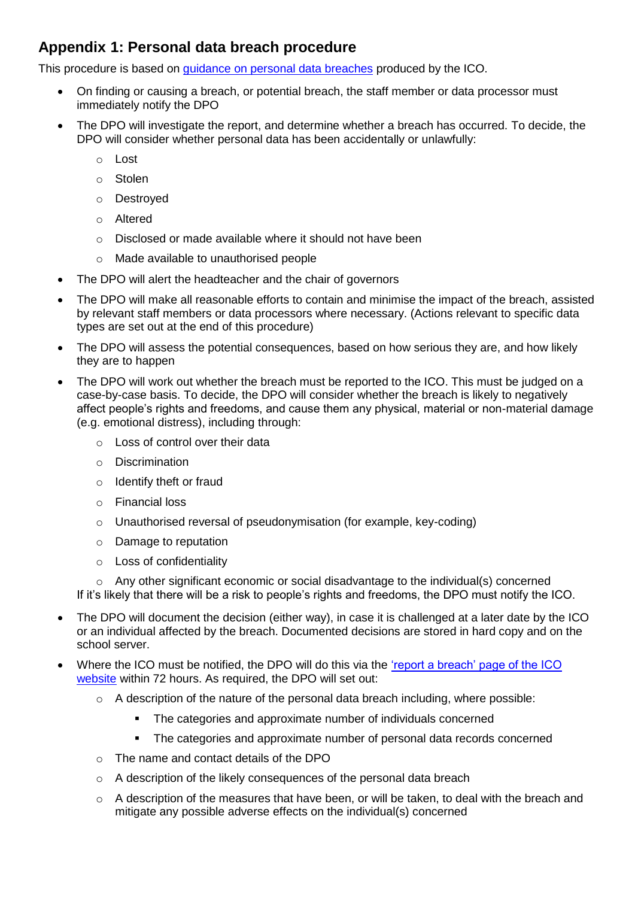## Appendix 1: Personal data breach procedure

This procedure is based on [guidance on personal data breaches](guidance on personal data breaches) produced by the ICO.

- On finding or causing a breach, or potential breach, the staff member or data processor must immediately notify the DPO
- The DPO will investigate the report, and determine whether a breach has occurred. To decide, the DPO will consider whether personal data has been accidentally or unlawfully:
    - Lost
    - Stolen
    - Destroyed
    - Altered
    - Disclosed or made available where it should not have been
    - Made available to unauthorised people
- The DPO will alert the headteacher and the chair of governors
- The DPO will make all reasonable efforts to contain and minimise the impact of the breach, assisted by relevant staff members or data processors where necessary. (Actions relevant to specific data types are set out at the end of this procedure)
- The DPO will assess the potential consequences, based on how serious they are, and how likely they are to happen
- The DPO will work out whether the breach must be reported to the ICO. This must be judged on a case-by-case basis. To decide, the DPO will consider whether the breach is likely to negatively affect people's rights and freedoms, and cause them any physical, material or non-material damage (e.g. emotional distress), including through:
    - Loss of control over their data
    - Discrimination
    - Identify theft or fraud
    - Financial loss
    - Unauthorised reversal of pseudonymisation (for example, key-coding)
    - Damage to reputation
    - Loss of confidentiality
    - Any other significant economic or social disadvantage to the individual(s) concerned

  If it's likely that there will be a risk to people's rights and freedoms, the DPO must notify the ICO.
- The DPO will document the decision (either way), in case it is challenged at a later date by the ICO or an individual affected by the breach. Documented decisions are stored in hard copy and on the school server.
- Where the ICO must be notified, the DPO will do this via the ['report a breach' page of the ICO website]('report a breach' page of the ICO website) within 72 hours. As required, the DPO will set out:
    - A description of the nature of the personal data breach including, where possible:
        - The categories and approximate number of individuals concerned
        - The categories and approximate number of personal data records concerned
    - The name and contact details of the DPO
    - A description of the likely consequences of the personal data breach
    - A description of the measures that have been, or will be taken, to deal with the breach and mitigate any possible adverse effects on the individual(s) concerned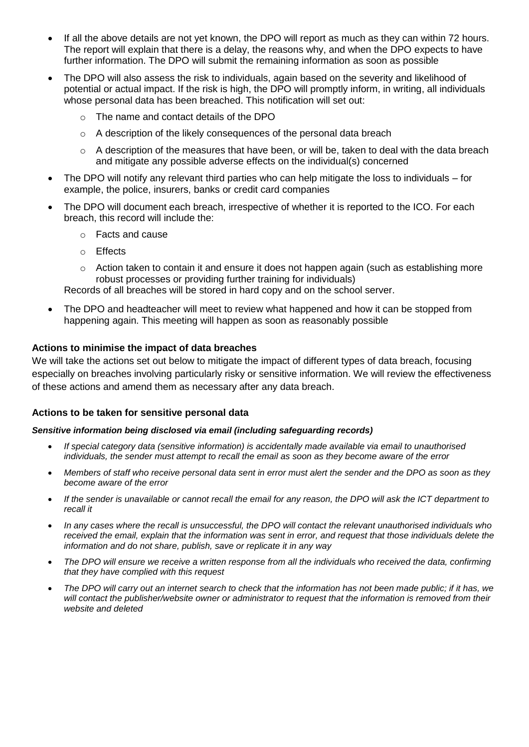- If all the above details are not yet known, the DPO will report as much as they can within 72 hours. The report will explain that there is a delay, the reasons why, and when the DPO expects to have further information. The DPO will submit the remaining information as soon as possible
- The DPO will also assess the risk to individuals, again based on the severity and likelihood of potential or actual impact. If the risk is high, the DPO will promptly inform, in writing, all individuals whose personal data has been breached. This notification will set out:
  - The name and contact details of the DPO
  - A description of the likely consequences of the personal data breach
  - A description of the measures that have been, or will be, taken to deal with the data breach and mitigate any possible adverse effects on the individual(s) concerned
- The DPO will notify any relevant third parties who can help mitigate the loss to individuals – for example, the police, insurers, banks or credit card companies
- The DPO will document each breach, irrespective of whether it is reported to the ICO. For each breach, this record will include the:
  - Facts and cause
  - Effects
  - Action taken to contain it and ensure it does not happen again (such as establishing more robust processes or providing further training for individuals)

  Records of all breaches will be stored in hard copy and on the school server.
- The DPO and headteacher will meet to review what happened and how it can be stopped from happening again. This meeting will happen as soon as reasonably possible

**Actions to minimise the impact of data breaches**

We will take the actions set out below to mitigate the impact of different types of data breach, focusing especially on breaches involving particularly risky or sensitive information. We will review the effectiveness of these actions and amend them as necessary after any data breach.

**Actions to be taken for sensitive personal data**

***Sensitive information being disclosed via email (including safeguarding records)***

- *If special category data (sensitive information) is accidentally made available via email to unauthorised individuals, the sender must attempt to recall the email as soon as they become aware of the error*
- *Members of staff who receive personal data sent in error must alert the sender and the DPO as soon as they become aware of the error*
- *If the sender is unavailable or cannot recall the email for any reason, the DPO will ask the ICT department to recall it*
- *In any cases where the recall is unsuccessful, the DPO will contact the relevant unauthorised individuals who received the email, explain that the information was sent in error, and request that those individuals delete the information and do not share, publish, save or replicate it in any way*
- *The DPO will ensure we receive a written response from all the individuals who received the data, confirming that they have complied with this request*
- *The DPO will carry out an internet search to check that the information has not been made public; if it has, we will contact the publisher/website owner or administrator to request that the information is removed from their website and deleted*